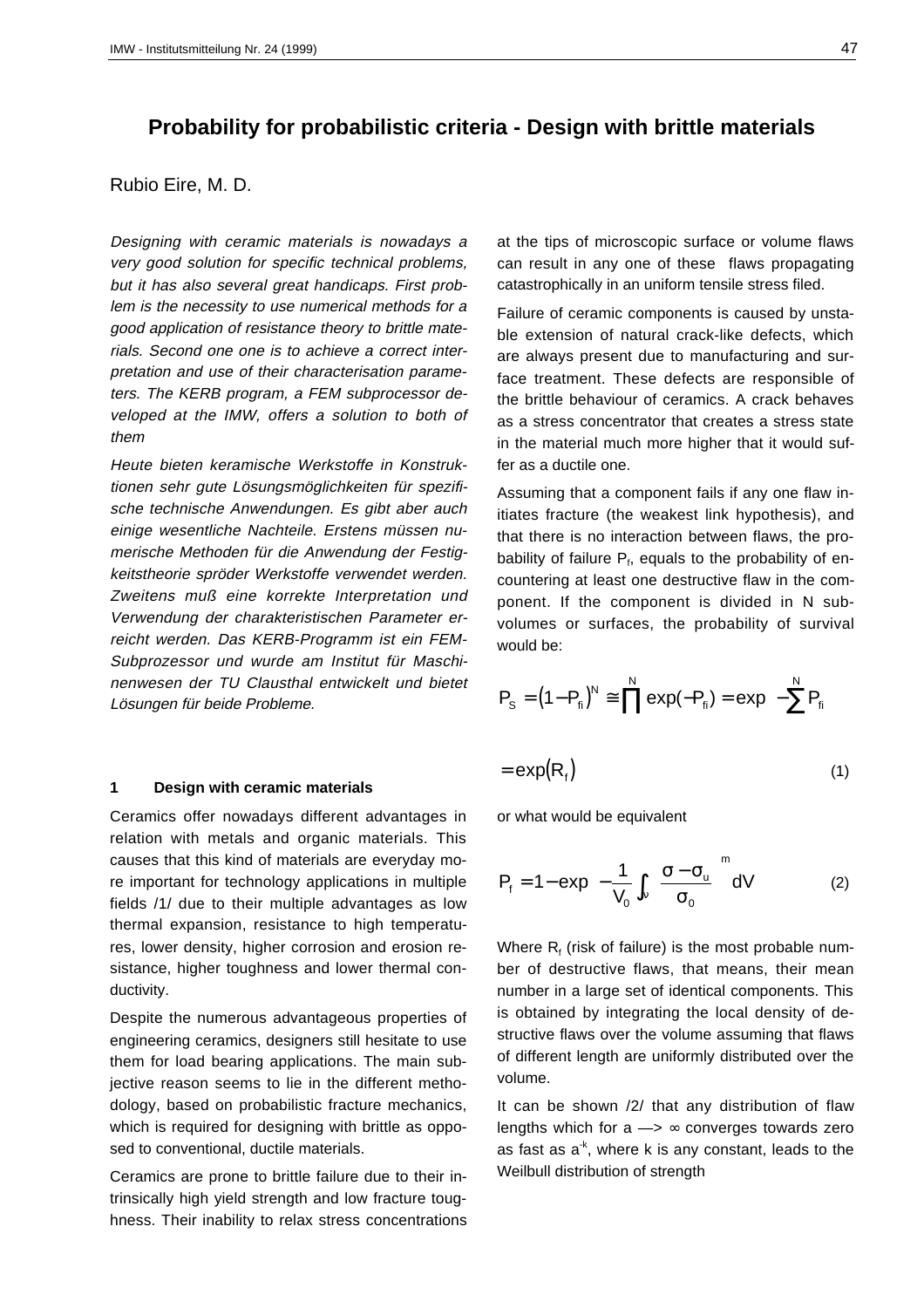# Probability for probabilistic criteria - Design with brittle materials

Rubio Eire, M. D.

*Designing with ceramic materials is nowadays a very good solution for specific technical problems, but it has also several great handicaps. First problem is the necessity to use numerical methods for a good application of resistance theory to brittle materials. Second one one is to achieve a correct interpretation and use of their characterisation parameters. The KERB program, a FEM subprocessor developed at the IMW, offers a solution to both of them*

*Heute bieten keramische Werkstoffe in Konstruktionen sehr gute Lösungsmöglichkeiten für spezifische technische Anwendungen. Es gibt aber auch einige wesentliche Nachteile. Erstens müssen numerische Methoden für die Anwendung der Festigkeitstheorie spröder Werkstoffe verwendet werden. Zweitens muß eine korrekte Interpretation und Verwendung der charakteristischen Parameter erreicht werden. Das KERB-Programm ist ein FEM-Subprozessor und wurde am Institut für Maschinenwesen der TU Clausthal entwickelt und bietet Lösungen für beide Probleme.*

## 1 Design with ceramic materials

Ceramics offer nowadays different advantages in relation with metals and organic materials. This causes that this kind of materials are everyday more important for technology applications in multiple fields /1/ due to their multiple advantages as low thermal expansion, resistance to high temperatures, lower density, higher corrosion and erosion resistance, higher toughness and lower thermal conductivity.

Despite the numerous advantageous properties of engineering ceramics, designers still hesitate to use them for load bearing applications. The main subjective reason seems to lie in the different methodology, based on probabilistic fracture mechanics, which is required for designing with brittle as opposed to conventional, ductile materials.

Ceramics are prone to brittle failure due to their intrinsically high yield strength and low fracture toughness. Their inability to relax stress concentrations at the tips of microscopic surface or volume flaws can result in any one of these flaws propagating catastrophically in an uniform tensile stress filed.

Failure of ceramic components is caused by unstable extension of natural crack-like defects, which are always present due to manufacturing and surface treatment. These defects are responsible of the brittle behaviour of ceramics. A crack behaves as a stress concentrator that creates a stress state in the material much more higher that it would suffer as a ductile one.

Assuming that a component fails if any one flaw initiates fracture (the weakest link hypothesis), and that there is no interaction between flaws, the probability of failure $P_f$, equals to the probability of encountering at least one destructive flaw in the component. If the component is divided in N subvolumes or surfaces, the probability of survival would be:

$$P_S = \left(1 - P_{fi}\right)^N \cong \prod^N \exp(-P_{fi}) = \exp\left(-\sum^N P_{fi}\right)$$

$$= \exp\left(R_f\right) \tag{1}$$

or what would be equivalent

$$P_f = 1 - \exp\left(-\frac{1}{V_0}\int_V \left(\frac{\sigma - \sigma_u}{\sigma_0}\right)^m dV\right) \tag{2}$$

Where $R_f$ (risk of failure) is the most probable number of destructive flaws, that means, their mean number in a large set of identical components. This is obtained by integrating the local density of destructive flaws over the volume assuming that flaws of different length are uniformly distributed over the volume.

It can be shown /2/ that any distribution of flaw lengths which for a —> ∞ converges towards zero as fast as $a^{-k}$, where k is any constant, leads to the Weibull distribution of strength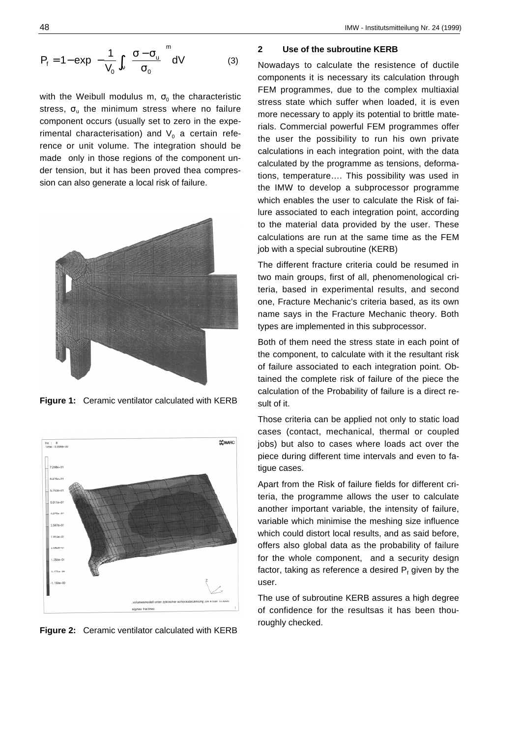$$P_f = 1 - \exp\left(-\frac{1}{V_0}\int_V \left(\frac{\sigma - \sigma_u}{\sigma_0}\right)^m dV\right) \qquad (3)$$

with the Weibull modulus m, $\sigma_0$ the characteristic stress, $\sigma_u$ the minimum stress where no failure component occurs (usually set to zero in the experimental characterisation) and $V_0$ a certain reference or unit volume. The integration should be made only in those regions of the component under tension, but it has been proved thea compression can also generate a local risk of failure.

**Figure 1:** Ceramic ventilator calculated with KERB

**Figure 2:** Ceramic ventilator calculated with KERB

## 2 Use of the subroutine KERB

Nowadays to calculate the resistence of ductile components it is necessary its calculation through FEM programmes, due to the complex multiaxial stress state which suffer when loaded, it is even more necessary to apply its potential to brittle materials. Commercial powerful FEM programmes offer the user the possibility to run his own private calculations in each integration point, with the data calculated by the programme as tensions, deformations, temperature…. This possibility was used in the IMW to develop a subprocessor programme which enables the user to calculate the Risk of failure associated to each integration point, according to the material data provided by the user. These calculations are run at the same time as the FEM job with a special subroutine (KERB)

The different fracture criteria could be resumed in two main groups, first of all, phenomenological criteria, based in experimental results, and second one, Fracture Mechanic's criteria based, as its own name says in the Fracture Mechanic theory. Both types are implemented in this subprocessor.

Both of them need the stress state in each point of the component, to calculate with it the resultant risk of failure associated to each integration point. Obtained the complete risk of failure of the piece the calculation of the Probability of failure is a direct result of it.

Those criteria can be applied not only to static load cases (contact, mechanical, thermal or coupled jobs) but also to cases where loads act over the piece during different time intervals and even to fatigue cases.

Apart from the Risk of failure fields for different criteria, the programme allows the user to calculate another important variable, the intensity of failure, variable which minimise the meshing size influence which could distort local results, and as said before, offers also global data as the probability of failure for the whole component, and a security design factor, taking as reference a desired $P_f$ given by the user.

The use of subroutine KERB assures a high degree of confidence for the resultsas it has been thouroughly checked.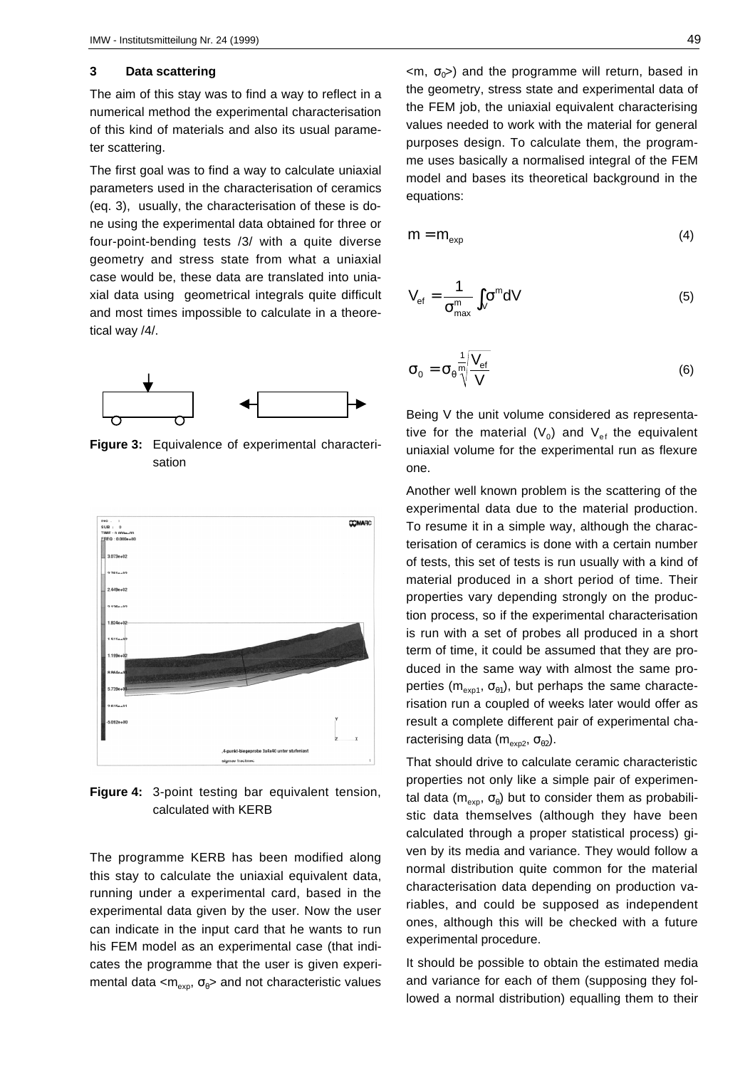## 3 Data scattering

The aim of this stay was to find a way to reflect in a numerical method the experimental characterisation of this kind of materials and also its usual parameter scattering.

The first goal was to find a way to calculate uniaxial parameters used in the characterisation of ceramics (eq. 3), usually, the characterisation of these is done using the experimental data obtained for three or four-point-bending tests /3/ with a quite diverse geometry and stress state from what a uniaxial case would be, these data are translated into uniaxial data using geometrical integrals quite difficult and most times impossible to calculate in a theoretical way /4/.

**Figure 3:** Equivalence of experimental characterisation

**Figure 4:** 3-point testing bar equivalent tension, calculated with KERB

The programme KERB has been modified along this stay to calculate the uniaxial equivalent data, running under a experimental card, based in the experimental data given by the user. Now the user can indicate in the input card that he wants to run his FEM model as an experimental case (that indicates the programme that the user is given experimental data $<m_{exp}, \sigma_\theta>$ and not characteristic values $<m, \sigma_0>$) and the programme will return, based in the geometry, stress state and experimental data of the FEM job, the uniaxial equivalent characterising values needed to work with the material for general purposes design. To calculate them, the programme uses basically a normalised integral of the FEM model and bases its theoretical background in the equations:

$$m = m_{exp} \tag{4}$$

$$V_{ef} = \frac{1}{\sigma_{max}^m} \int_V \sigma^m dV \tag{5}$$

$$\sigma_0 = \sigma_\theta \sqrt[\frac{1}{m}]{\frac{V_{ef}}{V}} \tag{6}$$

Being V the unit volume considered as representative for the material ($V_0$) and $V_{ef}$ the equivalent uniaxial volume for the experimental run as flexure one.

Another well known problem is the scattering of the experimental data due to the material production. To resume it in a simple way, although the characterisation of ceramics is done with a certain number of tests, this set of tests is run usually with a kind of material produced in a short period of time. Their properties vary depending strongly on the production process, so if the experimental characterisation is run with a set of probes all produced in a short term of time, it could be assumed that they are produced in the same way with almost the same properties ($m_{exp1}$, $\sigma_{\theta 1}$), but perhaps the same characterisation run a coupled of weeks later would offer as result a complete different pair of experimental characterising data ($m_{exp2}$, $\sigma_{\theta 2}$).

That should drive to calculate ceramic characteristic properties not only like a simple pair of experimental data ($m_{exp}$, $\sigma_\theta$) but to consider them as probabilistic data themselves (although they have been calculated through a proper statistical process) given by its media and variance. They would follow a normal distribution quite common for the material characterisation data depending on production variables, and could be supposed as independent ones, although this will be checked with a future experimental procedure.

It should be possible to obtain the estimated media and variance for each of them (supposing they followed a normal distribution) equalling them to their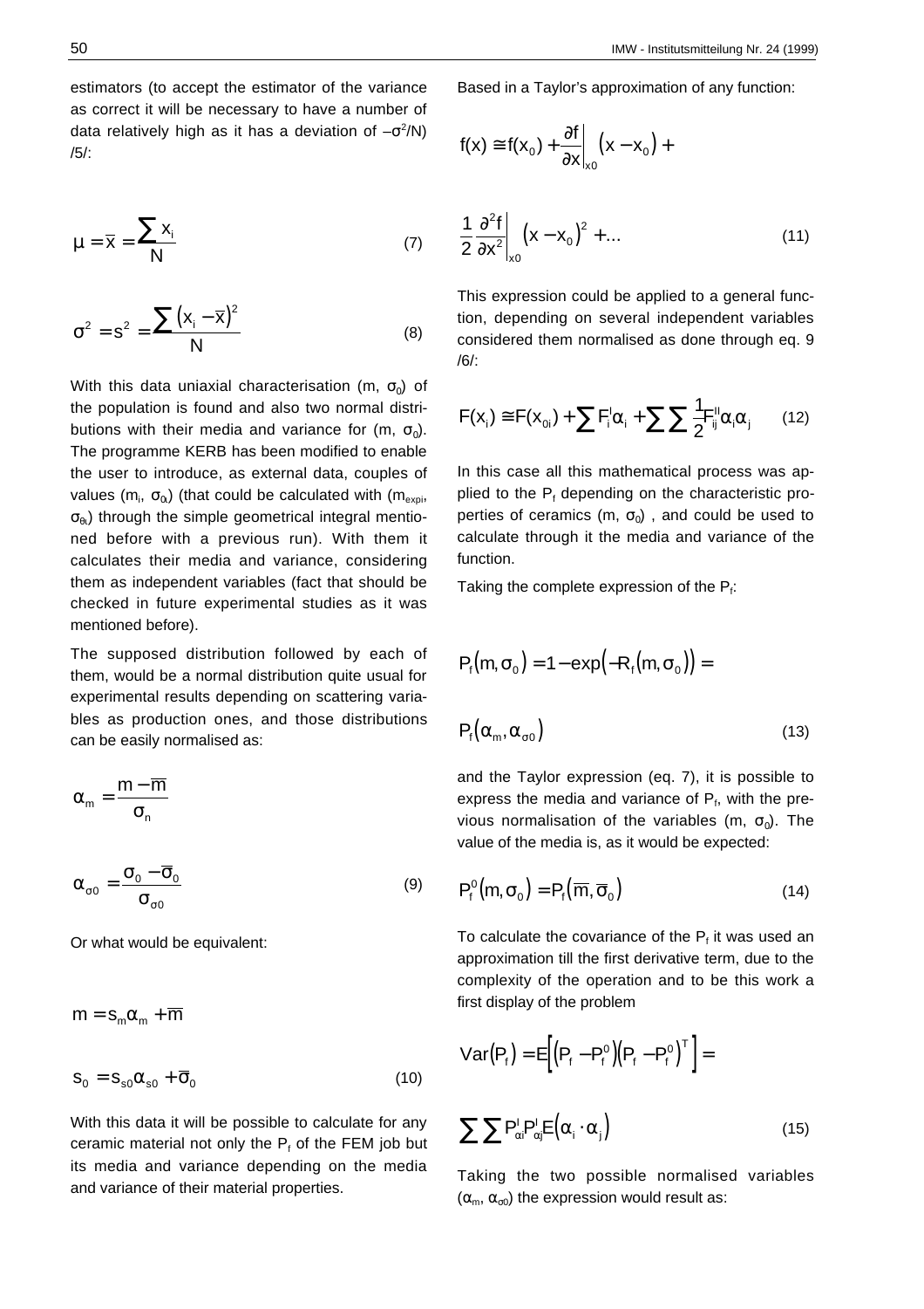estimators (to accept the estimator of the variance as correct it will be necessary to have a number of data relatively high as it has a deviation of $-\sigma^2/N$) /5/:

$$\mu = \bar{x} = \frac{\sum x_i}{N} \tag{7}$$

$$\sigma^2 = s^2 = \frac{\sum (x_i - \bar{x})^2}{N} \tag{8}$$

With this data uniaxial characterisation ($m$, $\sigma_0$) of the population is found and also two normal distributions with their media and variance for ($m$, $\sigma_0$). The programme KERB has been modified to enable the user to introduce, as external data, couples of values ($m_i$, $\sigma_\alpha$) (that could be calculated with ($m_{expi}$, $\sigma_{\theta i}$) through the simple geometrical integral mentioned before with a previous run). With them it calculates their media and variance, considering them as independent variables (fact that should be checked in future experimental studies as it was mentioned before).

The supposed distribution followed by each of them, would be a normal distribution quite usual for experimental results depending on scattering variables as production ones, and those distributions can be easily normalised as:

$$\alpha_m = \frac{m - \overline{m}}{\sigma_n}$$

$$\alpha_{\sigma 0} = \frac{\sigma_0 - \overline{\sigma}_0}{\sigma_{\sigma 0}} \tag{9}$$

Or what would be equivalent:

$$m = s_m \alpha_m + \overline{m}$$

$$s_0 = s_{s0} \alpha_{s0} + \overline{\sigma}_0 \tag{10}$$

With this data it will be possible to calculate for any ceramic material not only the $P_f$ of the FEM job but its media and variance depending on the media and variance of their material properties.

Based in a Taylor's approximation of any function:

$$f(x) \cong f(x_0) + \left.\frac{\partial f}{\partial x}\right|_{x0} (x - x_0) + \frac{1}{2} \left.\frac{\partial^2 f}{\partial x^2}\right|_{x0} (x - x_0)^2 + \ldots \tag{11}$$

This expression could be applied to a general function, depending on several independent variables considered them normalised as done through eq. 9 /6/:

$$F(x_i) \cong F(x_{0i}) + \sum F_i^I \alpha_i + \sum \sum \frac{1}{2} F_{ij}^{II} \alpha_i \alpha_j \tag{12}$$

In this case all this mathematical process was applied to the $P_f$ depending on the characteristic properties of ceramics ($m$, $\sigma_0$) , and could be used to calculate through it the media and variance of the function.

Taking the complete expression of the $P_f$:

$$P_f(m, \sigma_0) = 1 - \exp(-R_f(m, \sigma_0)) = P_f(\alpha_m, \alpha_{\sigma 0}) \tag{13}$$

and the Taylor expression (eq. 7), it is possible to express the media and variance of $P_f$, with the previous normalisation of the variables ($m$, $\sigma_0$). The value of the media is, as it would be expected:

$$P_f^0(m, \sigma_0) = P_f(\overline{m}, \overline{\sigma}_0) \tag{14}$$

To calculate the covariance of the $P_f$ it was used an approximation till the first derivative term, due to the complexity of the operation and to be this work a first display of the problem

$$\mathrm{Var}(P_f) = E\left[(P_f - P_f^0)(P_f - P_f^0)^T\right] = \sum \sum P_{\alpha i}^I P_{\alpha j}^I E(\alpha_i \cdot \alpha_j) \tag{15}$$

Taking the two possible normalised variables ($\alpha_m$, $\alpha_{\sigma 0}$) the expression would result as: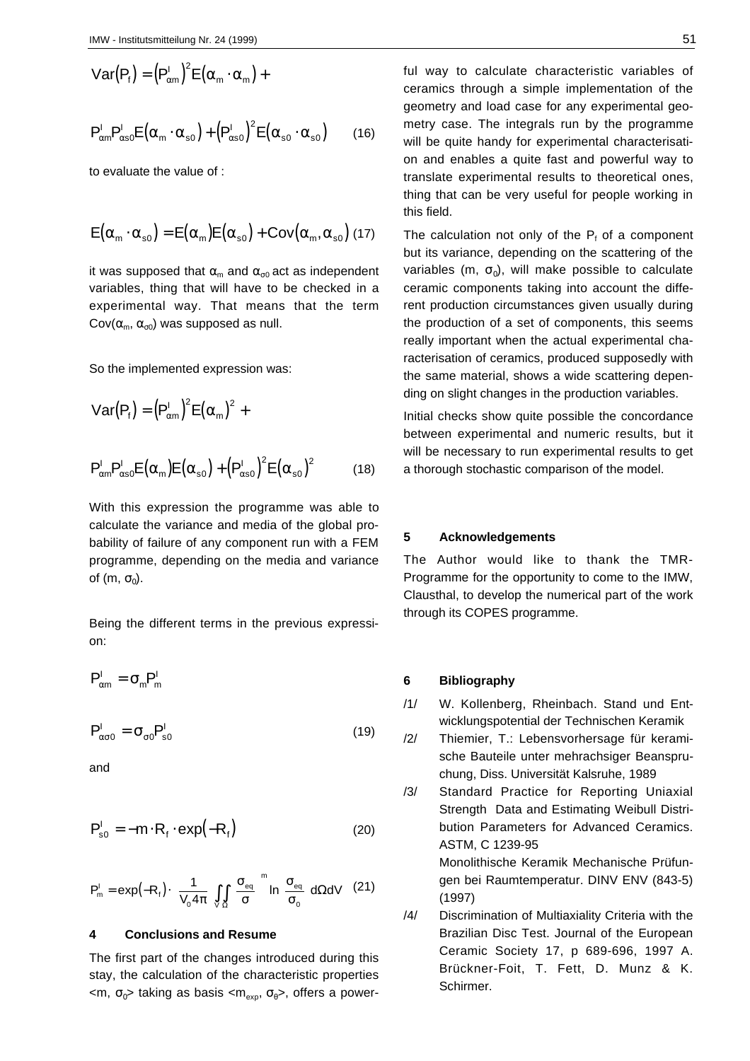$$\mathrm{Var}(P_f) = \left(P^I_{\alpha m}\right)^2 E(\alpha_m \cdot \alpha_m) +$$

$$P^I_{\alpha m} P^I_{\alpha s0} E(\alpha_m \cdot \alpha_{s0}) + \left(P^I_{\alpha s0}\right)^2 E(\alpha_{s0} \cdot \alpha_{s0}) \qquad (16)$$

to evaluate the value of :

$$E(\alpha_m \cdot \alpha_{s0}) = E(\alpha_m) E(\alpha_{s0}) + \mathrm{Cov}(\alpha_m, \alpha_{s0}) \; (17)$$

it was supposed that $\alpha_m$ and $\alpha_{\sigma 0}$ act as independent variables, thing that will have to be checked in a experimental way. That means that the term $\mathrm{Cov}(\alpha_m, \alpha_{\sigma 0})$ was supposed as null.

So the implemented expression was:

$$\mathrm{Var}(P_f) = \left(P^I_{\alpha m}\right)^2 E(\alpha_m)^2 +$$

$$P^I_{\alpha m} P^I_{\alpha s0} E(\alpha_m) E(\alpha_{s0}) + \left(P^I_{\alpha s0}\right)^2 E(\alpha_{s0})^2 \qquad (18)$$

With this expression the programme was able to calculate the variance and media of the global probability of failure of any component run with a FEM programme, depending on the media and variance of $(m, \sigma_0)$.

Being the different terms in the previous expression:

$$P^I_{\alpha m} = \sigma_m P^I_m$$

$$P^I_{\alpha \sigma 0} = \sigma_{\sigma 0} P^I_{s0} \qquad (19)$$

and

$$P^I_{s0} = -m \cdot R_f \cdot \exp(-R_f) \qquad (20)$$

$$P^I_m = \exp(-R_f) \cdot \frac{1}{V_0 4\pi} \iint_{V\,\Omega} \left(\frac{\sigma_{eq}}{\sigma}\right)^m \ln\left(\frac{\sigma_{eq}}{\sigma_0}\right) d\Omega dV \quad (21)$$

## 4 Conclusions and Resume

The first part of the changes introduced during this stay, the calculation of the characteristic properties $<m, \sigma_0>$ taking as basis $<m_{exp}, \sigma_\theta>$, offers a powerful way to calculate characteristic variables of ceramics through a simple implementation of the geometry and load case for any experimental geometry case. The integrals run by the programme will be quite handy for experimental characterisation and enables a quite fast and powerful way to translate experimental results to theoretical ones, thing that can be very useful for people working in this field.

The calculation not only of the $P_f$ of a component but its variance, depending on the scattering of the variables $(m, \sigma_0)$, will make possible to calculate ceramic components taking into account the different production circumstances given usually during the production of a set of components, this seems really important when the actual experimental characterisation of ceramics, produced supposedly with the same material, shows a wide scattering depending on slight changes in the production variables.

Initial checks show quite possible the concordance between experimental and numeric results, but it will be necessary to run experimental results to get a thorough stochastic comparison of the model.

## 5 Acknowledgements

The Author would like to thank the TMR-Programme for the opportunity to come to the IMW, Clausthal, to develop the numerical part of the work through its COPES programme.

## 6 Bibliography

/1/ W. Kollenberg, Rheinbach. Stand und Entwicklungspotential der Technischen Keramik

/2/ Thiemier, T.: Lebensvorhersage für keramische Bauteile unter mehrachsiger Beanspruchung, Diss. Universität Kalsruhe, 1989

/3/ Standard Practice for Reporting Uniaxial Strength Data and Estimating Weibull Distribution Parameters for Advanced Ceramics. ASTM, C 1239-95
Monolithische Keramik Mechanische Prüfungen bei Raumtemperatur. DINV ENV (843-5) (1997)

/4/ Discrimination of Multiaxiality Criteria with the Brazilian Disc Test. Journal of the European Ceramic Society 17, p 689-696, 1997 A. Brückner-Foit, T. Fett, D. Munz & K. Schirmer.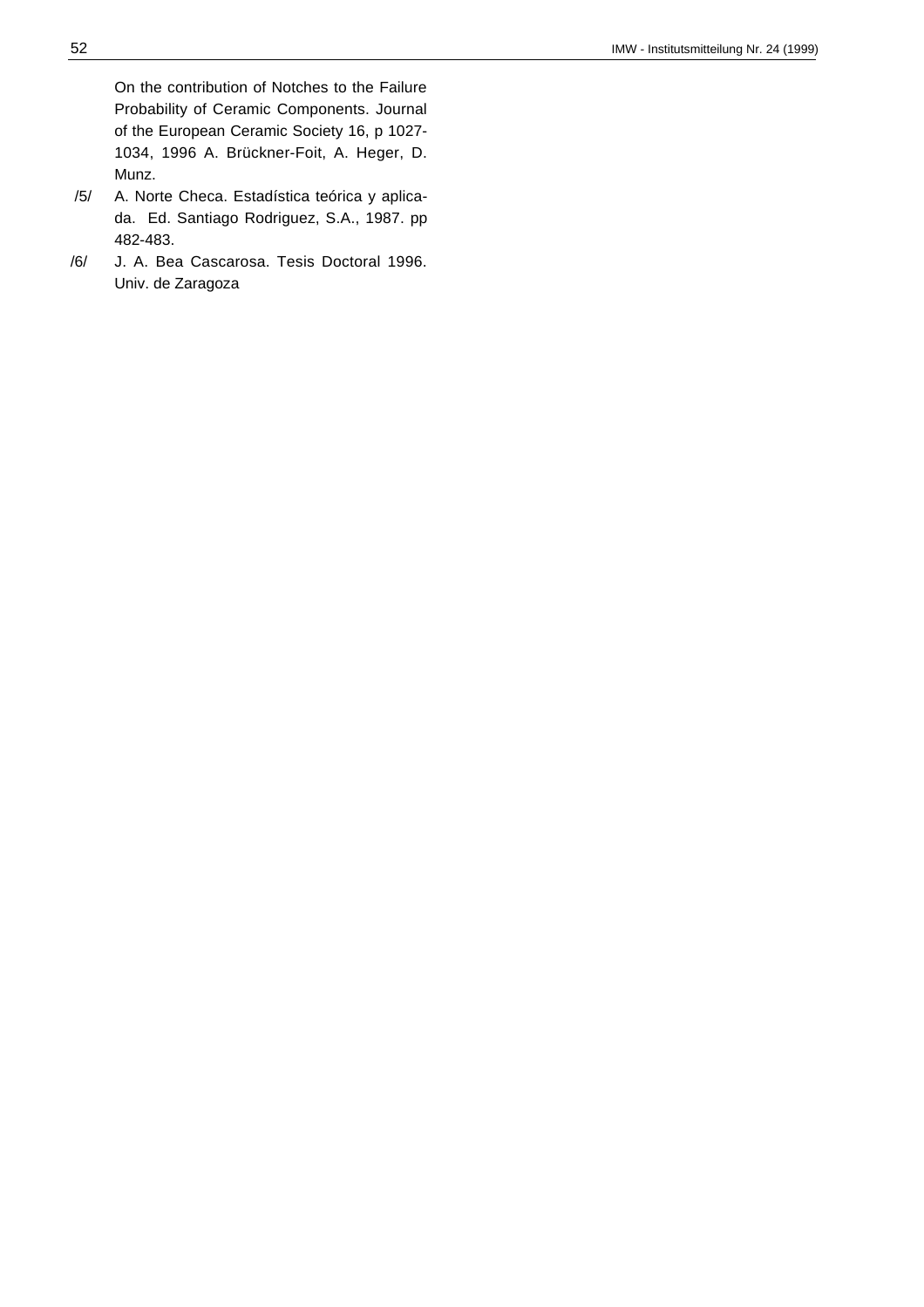On the contribution of Notches to the Failure Probability of Ceramic Components. Journal of the European Ceramic Society 16, p 1027-1034, 1996 A. Brückner-Foit, A. Heger, D. Munz.

/5/ A. Norte Checa. Estadística teórica y aplicada. Ed. Santiago Rodriguez, S.A., 1987. pp 482-483.

/6/ J. A. Bea Cascarosa. Tesis Doctoral 1996. Univ. de Zaragoza